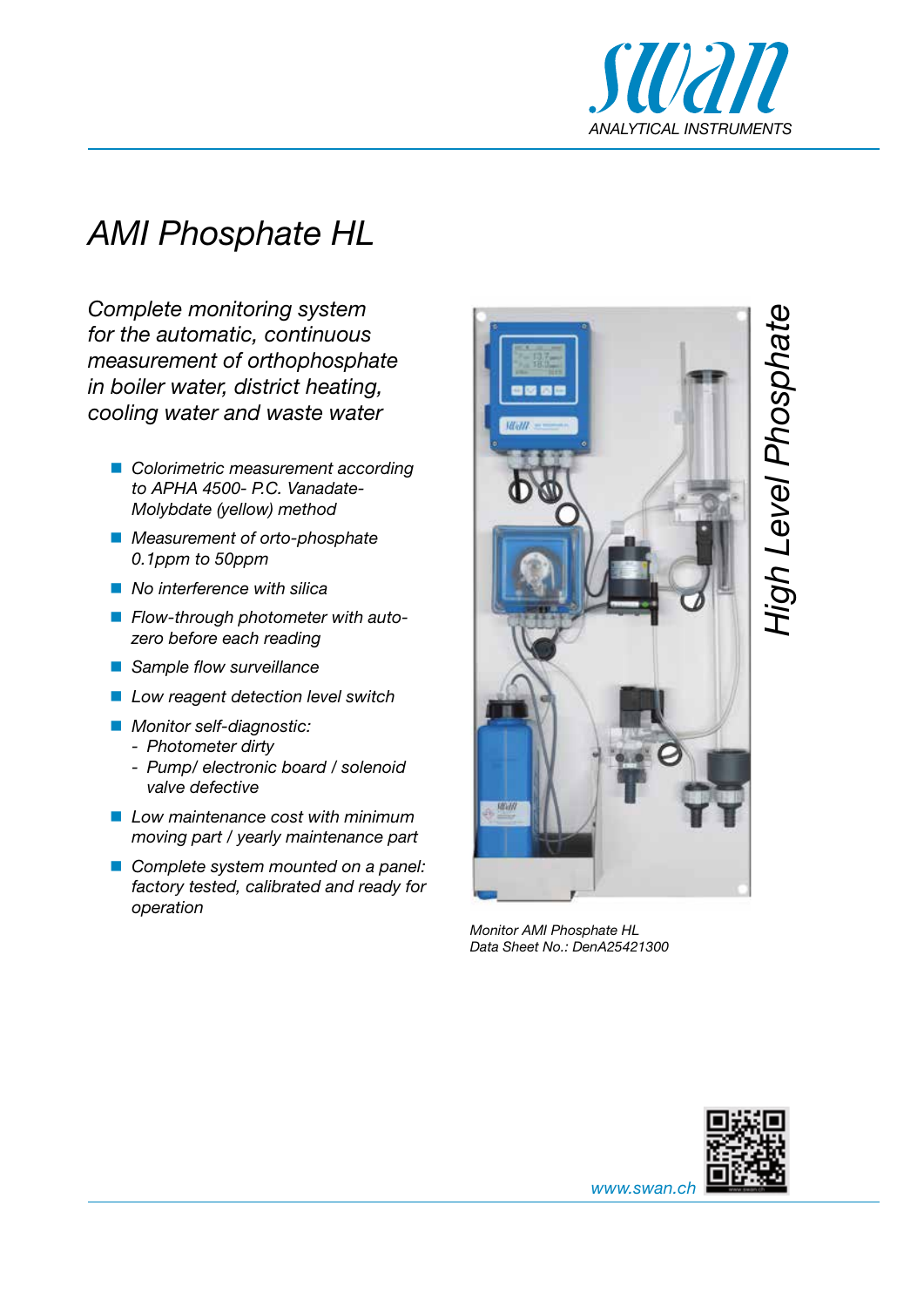# AMI Phosphate HL

*Complete monitoring system for the automatic, continuous measurement of orthophosphate in boiler water, district heating, cooling water and waste water*

- *Colorimetric measurement according to APHA 4500- P.C. Vanadate-Molybdate (yellow) method*
- *Measurement of orto-phosphate 0.1ppm to 50ppm*
- *No interference with silica*
- *Flow-through photometer with auto-zero before each reading*
- *Sample flow surveillance*
- *Low reagent detection level switch*
- *Monitor self-diagnostic:*
  - *Photometer dirty*
  - *Pump/ electronic board / solenoid valve defective*
- *Low maintenance cost with minimum moving part / yearly maintenance part*
- *Complete system mounted on a panel: factory tested, calibrated and ready for operation*

*High Level Phosphate*

*Monitor AMI Phosphate HL*
*Data Sheet No.: DenA25421300*

*www.swan.ch*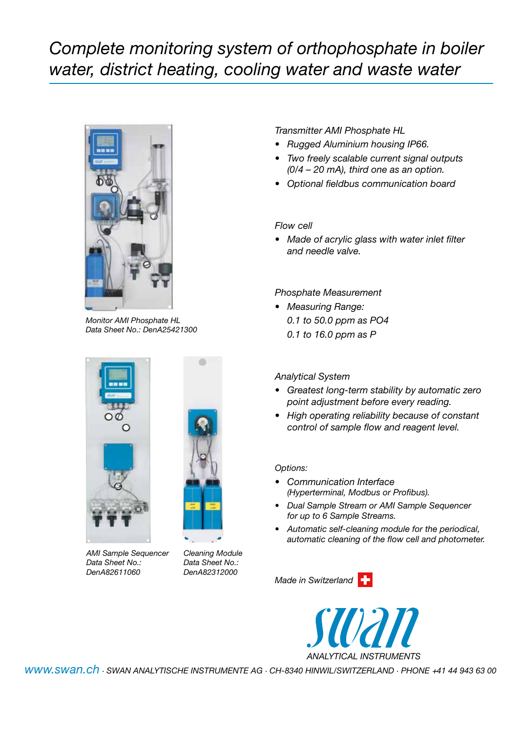# Complete monitoring system of orthophosphate in boiler water, district heating, cooling water and waste water

Monitor AMI Phosphate HL
Data Sheet No.: DenA25421300

AMI Sample Sequencer
Data Sheet No.:
DenA82611060

Cleaning Module
Data Sheet No.:
DenA82312000

*Transmitter AMI Phosphate HL*

- *Rugged Aluminium housing IP66.*
- *Two freely scalable current signal outputs (0/4 – 20 mA), third one as an option.*
- *Optional fieldbus communication board*

*Flow cell*

- *Made of acrylic glass with water inlet filter and needle valve.*

*Phosphate Measurement*

- *Measuring Range:*
  *0.1 to 50.0 ppm as $PO_4$*
  *0.1 to 16.0 ppm as P*

*Analytical System*

- *Greatest long-term stability by automatic zero point adjustment before every reading.*
- *High operating reliability because of constant control of sample flow and reagent level.*

*Options:*

- *Communication Interface (Hyperterminal, Modbus or Profibus).*
- *Dual Sample Stream or AMI Sample Sequencer for up to 6 Sample Streams.*
- *Automatic self-cleaning module for the periodical, automatic cleaning of the flow cell and photometer.*

*Made in Switzerland*

swan
ANALYTICAL INSTRUMENTS

www.swan.ch · SWAN ANALYTISCHE INSTRUMENTE AG · CH-8340 HINWIL/SWITZERLAND · PHONE +41 44 943 63 00